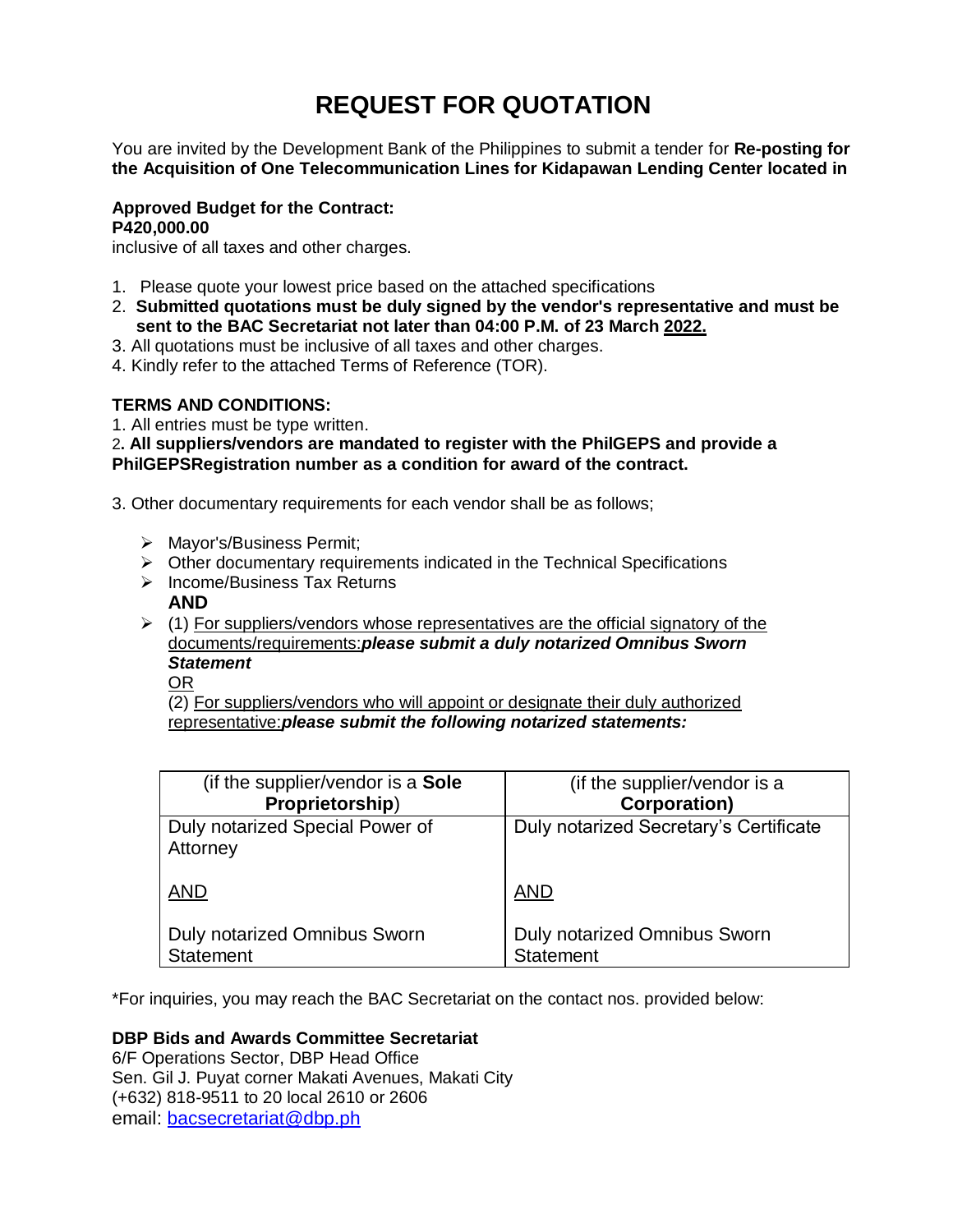# REQUEST FOR QUOTATION

You are invited by the Development Bank of the Philippines to submit a tender for **Re-posting for the Acquisition of One Telecommunication Lines for Kidapawan Lending Center located in**

**Approved Budget for the Contract:**
**P420,000.00**
inclusive of all taxes and other charges.

1. Please quote your lowest price based on the attached specifications
2. **Submitted quotations must be duly signed by the vendor's representative and must be sent to the BAC Secretariat not later than 04:00 P.M. of 23 March 2022.**
3. All quotations must be inclusive of all taxes and other charges.
4. Kindly refer to the attached Terms of Reference (TOR).

**TERMS AND CONDITIONS:**

1. All entries must be type written.
2. **All suppliers/vendors are mandated to register with the PhilGEPS and provide a PhilGEPSRegistration number as a condition for award of the contract.**

3. Other documentary requirements for each vendor shall be as follows;

- Mayor's/Business Permit;
- Other documentary requirements indicated in the Technical Specifications
- Income/Business Tax Returns

  **AND**
- (1) For suppliers/vendors whose representatives are the official signatory of the documents/requirements:***please submit a duly notarized Omnibus Sworn Statement***

  OR

  (2) For suppliers/vendors who will appoint or designate their duly authorized representative:***please submit the following notarized statements:***

| (if the supplier/vendor is a **Sole Proprietorship**) | (if the supplier/vendor is a **Corporation)** |
|---|---|
| Duly notarized Special Power of Attorney<br><br>AND<br><br>Duly notarized Omnibus Sworn Statement | Duly notarized Secretary's Certificate<br><br>AND<br><br>Duly notarized Omnibus Sworn Statement |

*For inquiries, you may reach the BAC Secretariat on the contact nos. provided below:

**DBP Bids and Awards Committee Secretariat**
6/F Operations Sector, DBP Head Office
Sen. Gil J. Puyat corner Makati Avenues, Makati City
(+632) 818-9511 to 20 local 2610 or 2606
email: bacsecretariat@dbp.ph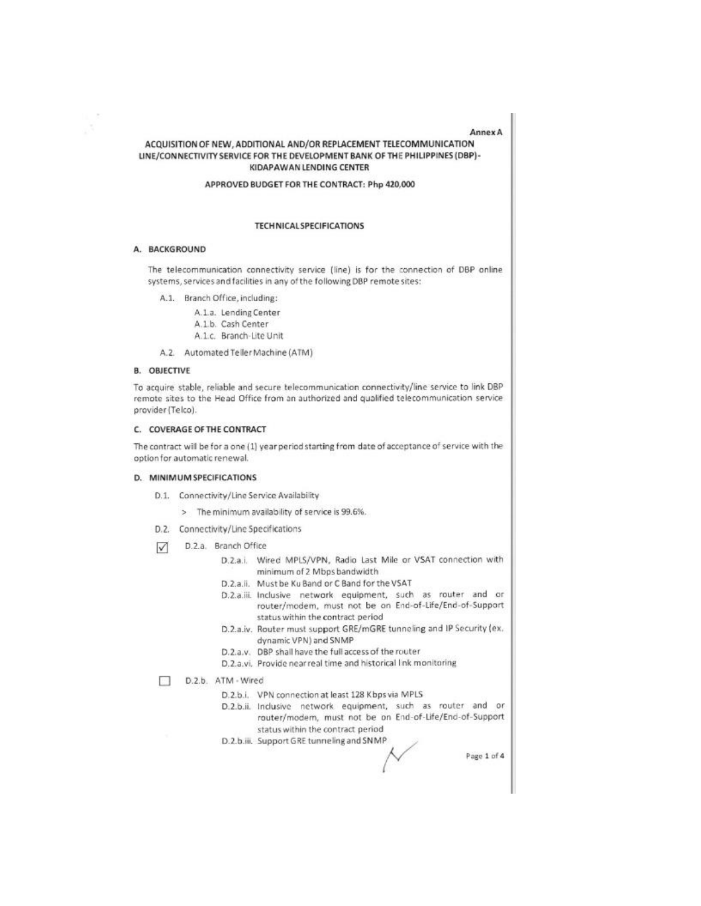Annex A

# ACQUISITION OF NEW, ADDITIONAL AND/OR REPLACEMENT TELECOMMUNICATION LINE/CONNECTIVITY SERVICE FOR THE DEVELOPMENT BANK OF THE PHILIPPINES (DBP)-KIDAPAWAN LENDING CENTER

**APPROVED BUDGET FOR THE CONTRACT: Php 420,000**

## TECHNICAL SPECIFICATIONS

### A. BACKGROUND

The telecommunication connectivity service (line) is for the connection of DBP online systems, services and facilities in any of the following DBP remote sites:

- A.1. Branch Office, including:
  - A.1.a. Lending Center
  - A.1.b. Cash Center
  - A.1.c. Branch-Lite Unit
- A.2. Automated Teller Machine (ATM)

### B. OBJECTIVE

To acquire stable, reliable and secure telecommunication connectivity/line service to link DBP remote sites to the Head Office from an authorized and qualified telecommunication service provider (Telco).

### C. COVERAGE OF THE CONTRACT

The contract will be for a one (1) year period starting from date of acceptance of service with the option for automatic renewal.

### D. MINIMUM SPECIFICATIONS

- D.1. Connectivity/Line Service Availability
  - > The minimum availability of service is 99.6%.
- D.2. Connectivity/Line Specifications

☑ D.2.a. Branch Office

- D.2.a.i. Wired MPLS/VPN, Radio Last Mile or VSAT connection with minimum of 2 Mbps bandwidth
- D.2.a.ii. Must be Ku Band or C Band for the VSAT
- D.2.a.iii. Inclusive network equipment, such as router and or router/modem, must not be on End-of-Life/End-of-Support status within the contract period
- D.2.a.iv. Router must support GRE/mGRE tunneling and IP Security (ex. dynamic VPN) and SNMP
- D.2.a.v. DBP shall have the full access of the router
- D.2.a.vi. Provide near real time and historical link monitoring

☐ D.2.b. ATM - Wired

- D.2.b.i. VPN connection at least 128 Kbps via MPLS
- D.2.b.ii. Inclusive network equipment, such as router and or router/modem, must not be on End-of-Life/End-of-Support status within the contract period
- D.2.b.iii. Support GRE tunneling and SNMP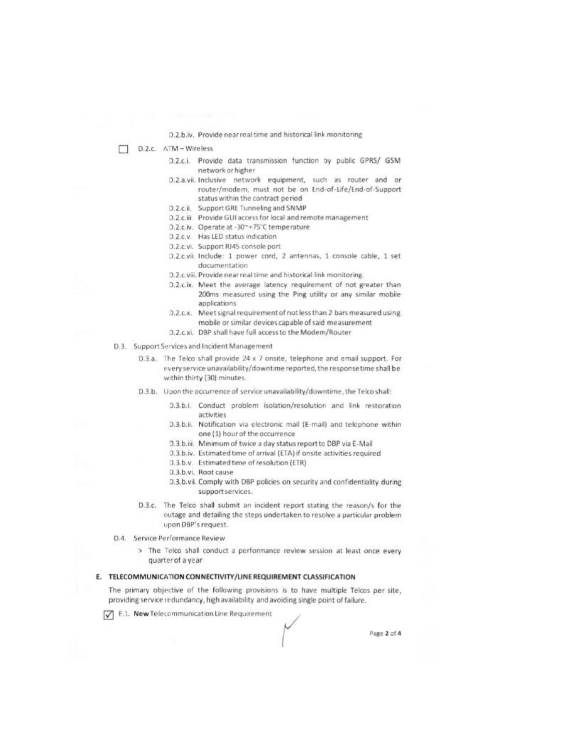D.2.b.iv. Provide near real time and historical link monitoring

☐ D.2.c. ATM – Wireless

- D.2.c.i. Provide data transmission function by public GPRS/ GSM network or higher
- D.2.a.vii. Inclusive network equipment, such as router and or router/modem, must not be on End-of-Life/End-of-Support status within the contract period
- D.2.c.ii. Support GRE Tunneling and SNMP
- D.2.c.iii. Provide GUI access for local and remote management
- D.2.c.iv. Operate at -30~+75°C temperature
- D.2.c.v. Has LED status indication
- D.2.c.vi. Support RJ45 console port
- D.2.c.vii. Include: 1 power cord, 2 antennas, 1 console cable, 1 set documentation
- D.2.c.viii. Provide near real time and historical link monitoring.
- D.2.c.ix. Meet the average latency requirement of not greater than 200ms measured using the Ping utility or any similar mobile applications
- D.2.c.x. Meet signal requirement of not less than 2 bars measured using mobile or similar devices capable of said measurement
- D.2.c.xi. DBP shall have full access to the Modem/Router

D.3. Support Services and Incident Management

- D.3.a. The Telco shall provide 24 x 7 onsite, telephone and email support. For every service unavailability/downtime reported, the response time shall be within thirty (30) minutes.
- D.3.b. Upon the occurrence of service unavailability/downtime, the Telco shall:
  - D.3.b.i. Conduct problem isolation/resolution and link restoration activities
  - D.3.b.ii. Notification via electronic mail (E-mail) and telephone within one (1) hour of the occurrence
  - D.3.b.iii. Minimum of twice a day status report to DBP via E-Mail
  - D.3.b.iv. Estimated time of arrival (ETA) if onsite activities required
  - D.3.b.v. Estimated time of resolution (ETR)
  - D.3.b.vi. Root cause
  - D.3.b.vii. Comply with DBP policies on security and confidentiality during support services.
- D.3.c. The Telco shall submit an incident report stating the reason/s for the outage and detailing the steps undertaken to resolve a particular problem upon DBP's request.

D.4. Service Performance Review

> The Telco shall conduct a performance review session at least once every quarter of a year

## E. TELECOMMUNICATION CONNECTIVITY/LINE REQUIREMENT CLASSIFICATION

The primary objective of the following provisions is to have multiple Telcos per site, providing service redundancy, high availability and avoiding single point of failure.

☑ E.1. **New** Telecommunication Line Requirement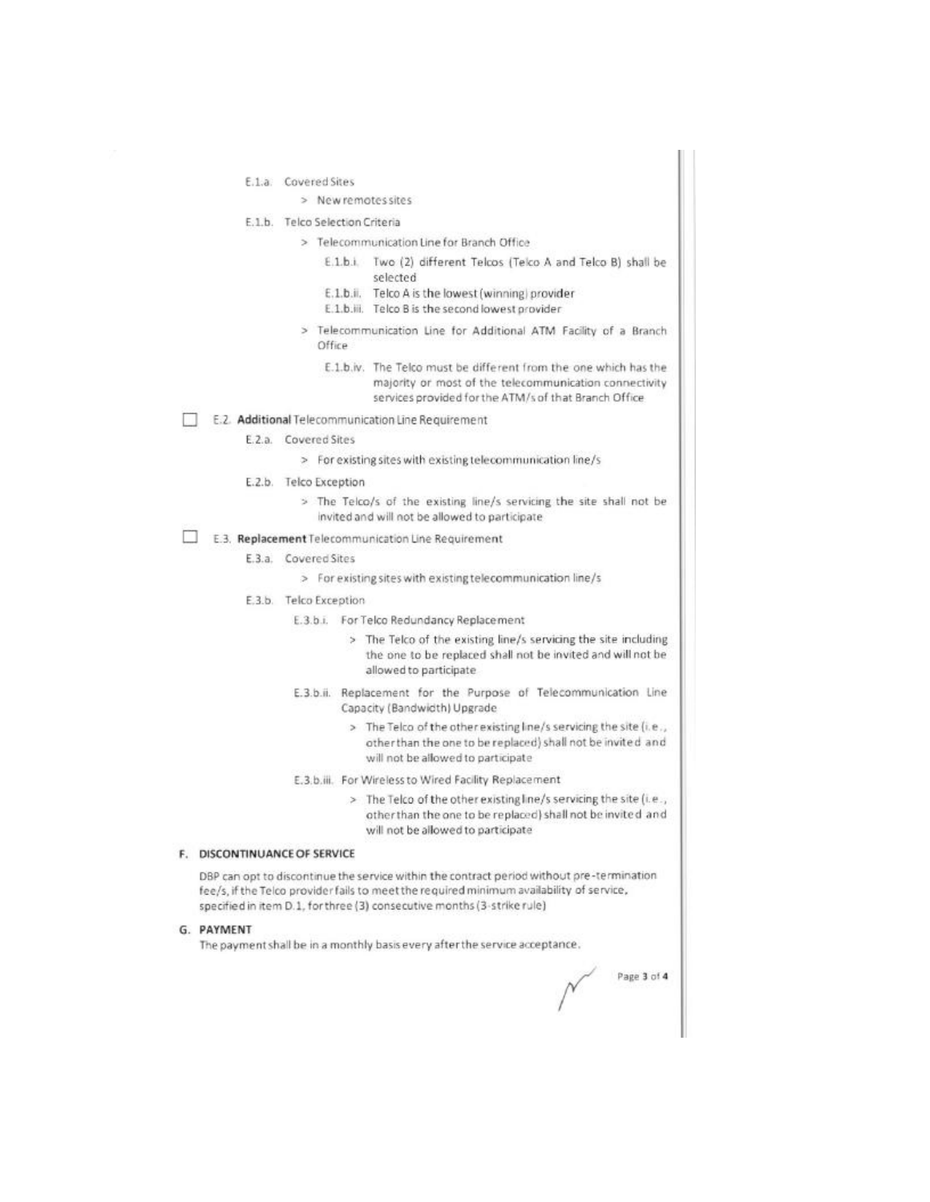- E.1.a. Covered Sites
  - > New remotes sites
- E.1.b. Telco Selection Criteria
  - > Telecommunication Line for Branch Office
    - E.1.b.i. Two (2) different Telcos (Telco A and Telco B) shall be selected
    - E.1.b.ii. Telco A is the lowest (winning) provider
    - E.1.b.iii. Telco B is the second lowest provider
  - > Telecommunication Line for Additional ATM Facility of a Branch Office
    - E.1.b.iv. The Telco must be different from the one which has the majority or most of the telecommunication connectivity services provided for the ATM/s of that Branch Office

☐ E.2. **Additional** Telecommunication Line Requirement

- E.2.a. Covered Sites
  - > For existing sites with existing telecommunication line/s
- E.2.b. Telco Exception
  - > The Telco/s of the existing line/s servicing the site shall not be invited and will not be allowed to participate

☐ E.3. **Replacement** Telecommunication Line Requirement

- E.3.a. Covered Sites
  - > For existing sites with existing telecommunication line/s
- E.3.b. Telco Exception
  - E.3.b.i. For Telco Redundancy Replacement
    - > The Telco of the existing line/s servicing the site including the one to be replaced shall not be invited and will not be allowed to participate
  - E.3.b.ii. Replacement for the Purpose of Telecommunication Line Capacity (Bandwidth) Upgrade
    - > The Telco of the other existing line/s servicing the site (i.e., other than the one to be replaced) shall not be invited and will not be allowed to participate
  - E.3.b.iii. For Wireless to Wired Facility Replacement
    - > The Telco of the other existing line/s servicing the site (i.e., other than the one to be replaced) shall not be invited and will not be allowed to participate

## F. DISCONTINUANCE OF SERVICE

DBP can opt to discontinue the service within the contract period without pre-termination fee/s, if the Telco provider fails to meet the required minimum availability of service, specified in item D.1, for three (3) consecutive months (3-strike rule)

## G. PAYMENT

The payment shall be in a monthly basis every after the service acceptance.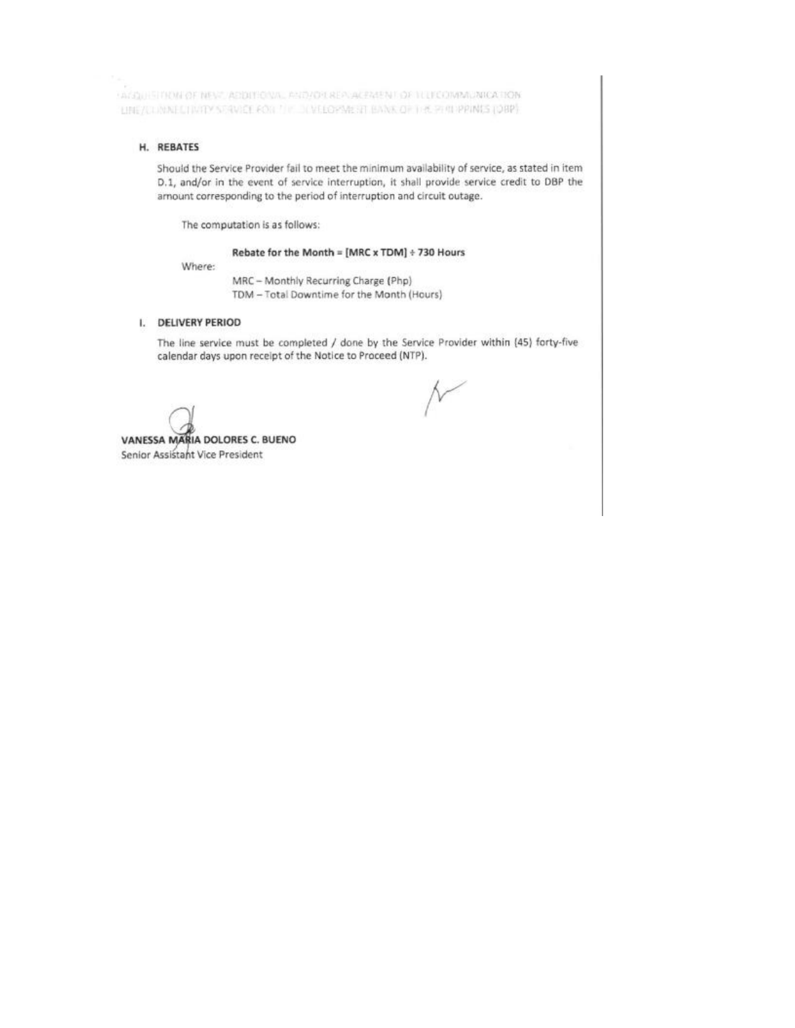## H. REBATES

Should the Service Provider fail to meet the minimum availability of service, as stated in item D.1, and/or in the event of service interruption, it shall provide service credit to DBP the amount corresponding to the period of interruption and circuit outage.

The computation is as follows:

**Rebate for the Month = [MRC x TDM] ÷ 730 Hours**

Where:

MRC – Monthly Recurring Charge (Php)
TDM – Total Downtime for the Month (Hours)

## I. DELIVERY PERIOD

The line service must be completed / done by the Service Provider within (45) forty-five calendar days upon receipt of the Notice to Proceed (NTP).

**VANESSA MARIA DOLORES C. BUENO**
Senior Assistant Vice President